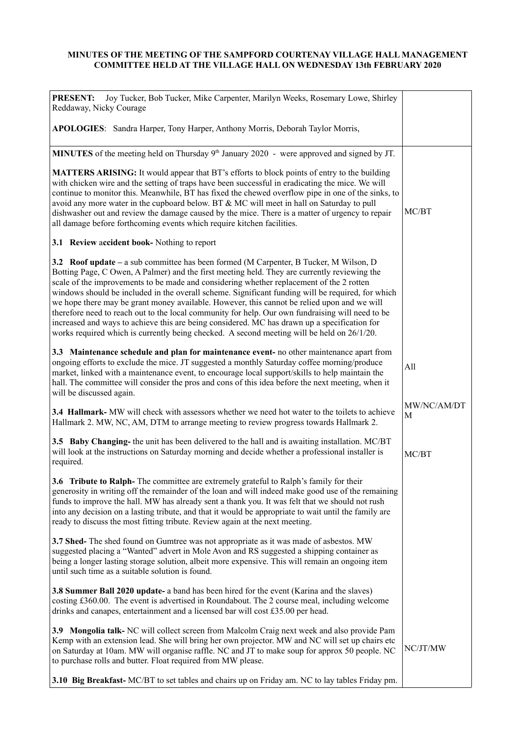**MINUTES OF THE MEETING OF THE SAMPFORD COURTENAY VILLAGE HALL MANAGEMENT COMMITTEE HELD AT THE VILLAGE HALL ON WEDNESDAY 13th FEBRUARY 2020**

| | |
|---|---|
| **PRESENT:** Joy Tucker, Bob Tucker, Mike Carpenter, Marilyn Weeks, Rosemary Lowe, Shirley Reddaway, Nicky Courage<br><br>**APOLOGIES**: Sandra Harper, Tony Harper, Anthony Morris, Deborah Taylor Morris, | |
| **MINUTES** of the meeting held on Thursday 9th January 2020 - were approved and signed by JT.<br><br>**MATTERS ARISING:** It would appear that BT's efforts to block points of entry to the building with chicken wire and the setting of traps have been successful in eradicating the mice. We will continue to monitor this. Meanwhile, BT has fixed the chewed overflow pipe in one of the sinks, to avoid any more water in the cupboard below. BT & MC will meet in hall on Saturday to pull dishwasher out and review the damage caused by the mice. There is a matter of urgency to repair all damage before forthcoming events which require kitchen facilities. | MC/BT |
| **3.1 Review accident book-** Nothing to report | |
| **3.2 Roof update** – a sub committee has been formed (M Carpenter, B Tucker, M Wilson, D Botting Page, C Owen, A Palmer) and the first meeting held. They are currently reviewing the scale of the improvements to be made and considering whether replacement of the 2 rotten windows should be included in the overall scheme. Significant funding will be required, for which we hope there may be grant money available. However, this cannot be relied upon and we will therefore need to reach out to the local community for help. Our own fundraising will need to be increased and ways to achieve this are being considered. MC has drawn up a specification for works required which is currently being checked. A second meeting will be held on 26/1/20. | |
| **3.3 Maintenance schedule and plan for maintenance event-** no other maintenance apart from ongoing efforts to exclude the mice. JT suggested a monthly Saturday coffee morning/produce market, linked with a maintenance event, to encourage local support/skills to help maintain the hall. The committee will consider the pros and cons of this idea before the next meeting, when it will be discussed again. | All |
| **3.4 Hallmark-** MW will check with assessors whether we need hot water to the toilets to achieve Hallmark 2. MW, NC, AM, DTM to arrange meeting to review progress towards Hallmark 2. | MW/NC/AM/DTM |
| **3.5 Baby Changing-** the unit has been delivered to the hall and is awaiting installation. MC/BT will look at the instructions on Saturday morning and decide whether a professional installer is required. | MC/BT |
| **3.6 Tribute to Ralph-** The committee are extremely grateful to Ralph's family for their generosity in writing off the remainder of the loan and will indeed make good use of the remaining funds to improve the hall. MW has already sent a thank you. It was felt that we should not rush into any decision on a lasting tribute, and that it would be appropriate to wait until the family are ready to discuss the most fitting tribute. Review again at the next meeting. | |
| **3.7 Shed-** The shed found on Gumtree was not appropriate as it was made of asbestos. MW suggested placing a "Wanted" advert in Mole Avon and RS suggested a shipping container as being a longer lasting storage solution, albeit more expensive. This will remain an ongoing item until such time as a suitable solution is found. | |
| **3.8 Summer Ball 2020 update-** a band has been hired for the event (Karina and the slaves) costing £360.00. The event is advertised in Roundabout. The 2 course meal, including welcome drinks and canapes, entertainment and a licensed bar will cost £35.00 per head. | |
| **3.9 Mongolia talk-** NC will collect screen from Malcolm Craig next week and also provide Pam Kemp with an extension lead. She will bring her own projector. MW and NC will set up chairs etc on Saturday at 10am. MW will organise raffle. NC and JT to make soup for approx 50 people. NC to purchase rolls and butter. Float required from MW please. | NC/JT/MW |
| **3.10 Big Breakfast-** MC/BT to set tables and chairs up on Friday am. NC to lay tables Friday pm. | |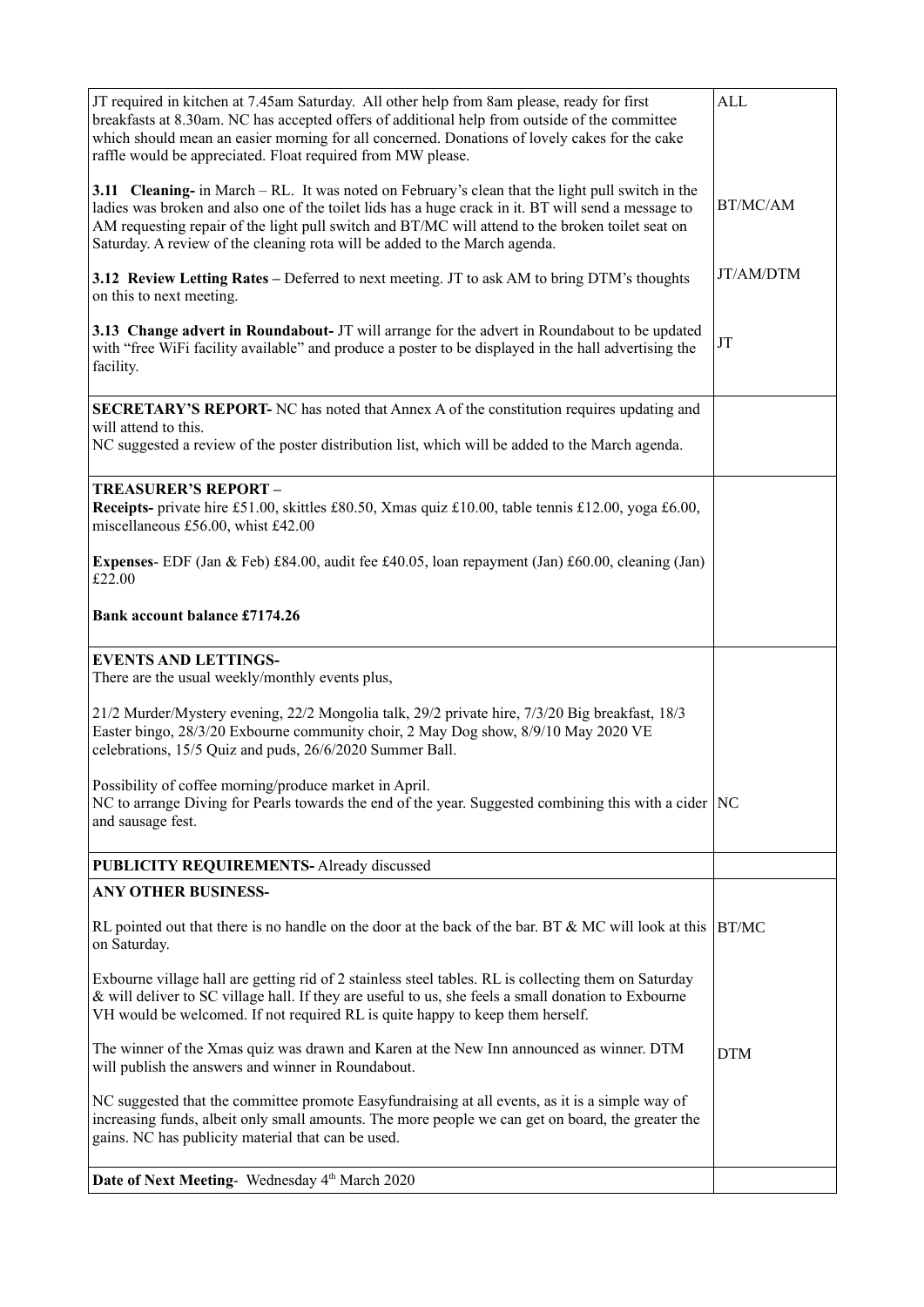| | |
|---|---|
| JT required in kitchen at 7.45am Saturday. All other help from 8am please, ready for first breakfasts at 8.30am. NC has accepted offers of additional help from outside of the committee which should mean an easier morning for all concerned. Donations of lovely cakes for the cake raffle would be appreciated. Float required from MW please. | ALL |
| **3.11 Cleaning-** in March – RL. It was noted on February's clean that the light pull switch in the ladies was broken and also one of the toilet lids has a huge crack in it. BT will send a message to AM requesting repair of the light pull switch and BT/MC will attend to the broken toilet seat on Saturday. A review of the cleaning rota will be added to the March agenda. | BT/MC/AM |
| **3.12 Review Letting Rates –** Deferred to next meeting. JT to ask AM to bring DTM's thoughts on this to next meeting. | JT/AM/DTM |
| **3.13 Change advert in Roundabout-** JT will arrange for the advert in Roundabout to be updated with "free WiFi facility available" and produce a poster to be displayed in the hall advertising the facility. | JT |
| **SECRETARY'S REPORT-** NC has noted that Annex A of the constitution requires updating and will attend to this.<br>NC suggested a review of the poster distribution list, which will be added to the March agenda. | |
| **TREASURER'S REPORT –**<br>**Receipts-** private hire £51.00, skittles £80.50, Xmas quiz £10.00, table tennis £12.00, yoga £6.00, miscellaneous £56.00, whist £42.00<br><br>**Expenses**- EDF (Jan & Feb) £84.00, audit fee £40.05, loan repayment (Jan) £60.00, cleaning (Jan) £22.00<br><br>**Bank account balance £7174.26** | |
| **EVENTS AND LETTINGS-**<br>There are the usual weekly/monthly events plus,<br><br>21/2 Murder/Mystery evening, 22/2 Mongolia talk, 29/2 private hire, 7/3/20 Big breakfast, 18/3 Easter bingo, 28/3/20 Exbourne community choir, 2 May Dog show, 8/9/10 May 2020 VE celebrations, 15/5 Quiz and puds, 26/6/2020 Summer Ball.<br><br>Possibility of coffee morning/produce market in April.<br>NC to arrange Diving for Pearls towards the end of the year. Suggested combining this with a cider and sausage fest. | NC |
| **PUBLICITY REQUIREMENTS-** Already discussed | |
| **ANY OTHER BUSINESS-**<br><br>RL pointed out that there is no handle on the door at the back of the bar. BT & MC will look at this on Saturday.<br><br>Exbourne village hall are getting rid of 2 stainless steel tables. RL is collecting them on Saturday & will deliver to SC village hall. If they are useful to us, she feels a small donation to Exbourne VH would be welcomed. If not required RL is quite happy to keep them herself.<br><br>The winner of the Xmas quiz was drawn and Karen at the New Inn announced as winner. DTM will publish the answers and winner in Roundabout.<br><br>NC suggested that the committee promote Easyfundraising at all events, as it is a simple way of increasing funds, albeit only small amounts. The more people we can get on board, the greater the gains. NC has publicity material that can be used. | BT/MC<br><br>DTM |
| **Date of Next Meeting**- Wednesday 4th March 2020 | |